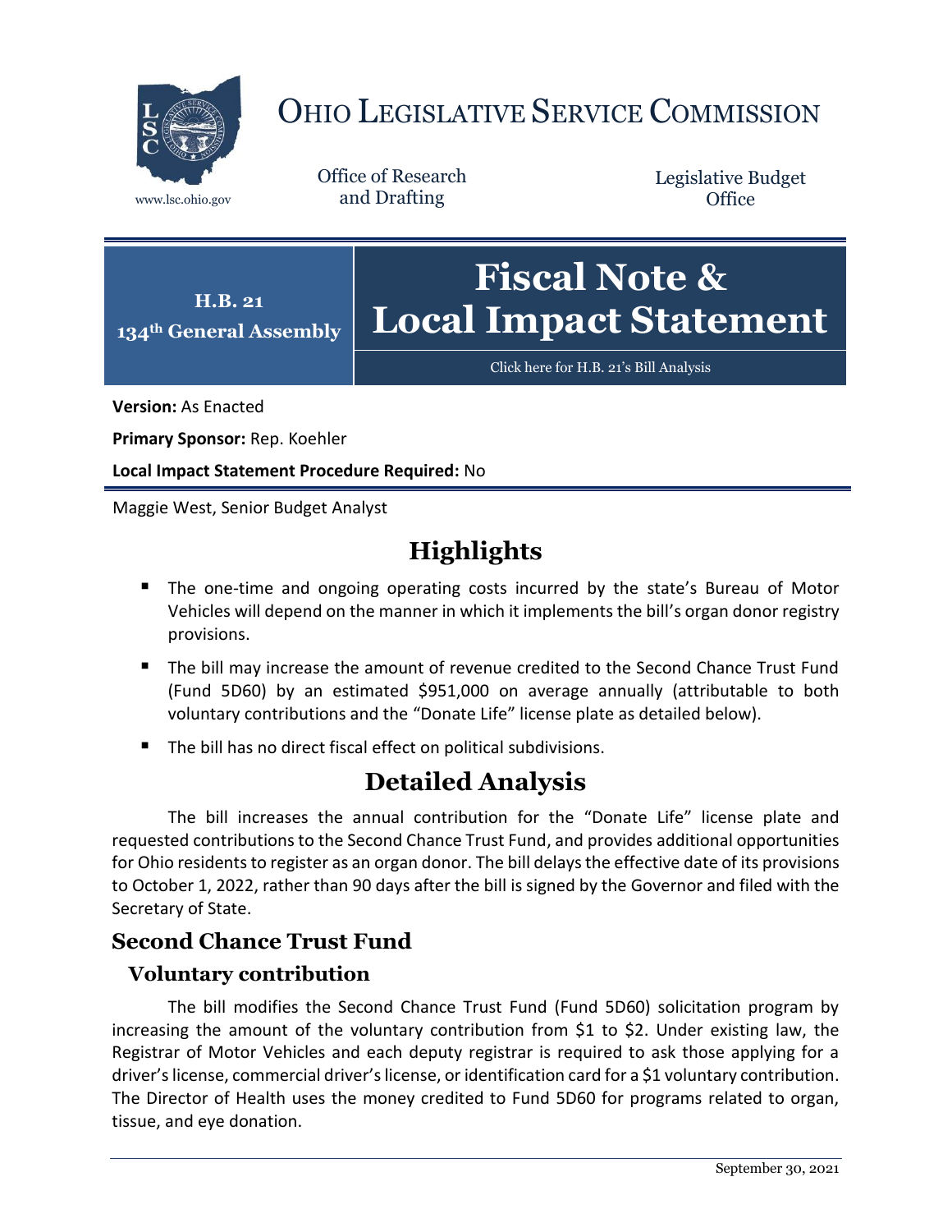# OHIO LEGISLATIVE SERVICE COMMISSION

www.lsc.ohio.gov

Office of Research and Drafting

Legislative Budget Office

**H.B. 21**
**134th General Assembly**

# Fiscal Note & Local Impact Statement

Click here for H.B. 21's Bill Analysis

**Version:** As Enacted

**Primary Sponsor:** Rep. Koehler

**Local Impact Statement Procedure Required:** No

Maggie West, Senior Budget Analyst

## Highlights

- The one-time and ongoing operating costs incurred by the state's Bureau of Motor Vehicles will depend on the manner in which it implements the bill's organ donor registry provisions.
- The bill may increase the amount of revenue credited to the Second Chance Trust Fund (Fund 5D60) by an estimated $951,000 on average annually (attributable to both voluntary contributions and the "Donate Life" license plate as detailed below).
- The bill has no direct fiscal effect on political subdivisions.

## Detailed Analysis

The bill increases the annual contribution for the "Donate Life" license plate and requested contributions to the Second Chance Trust Fund, and provides additional opportunities for Ohio residents to register as an organ donor. The bill delays the effective date of its provisions to October 1, 2022, rather than 90 days after the bill is signed by the Governor and filed with the Secretary of State.

## Second Chance Trust Fund

### Voluntary contribution

The bill modifies the Second Chance Trust Fund (Fund 5D60) solicitation program by increasing the amount of the voluntary contribution from $1 to $2. Under existing law, the Registrar of Motor Vehicles and each deputy registrar is required to ask those applying for a driver's license, commercial driver's license, or identification card for a $1 voluntary contribution. The Director of Health uses the money credited to Fund 5D60 for programs related to organ, tissue, and eye donation.

September 30, 2021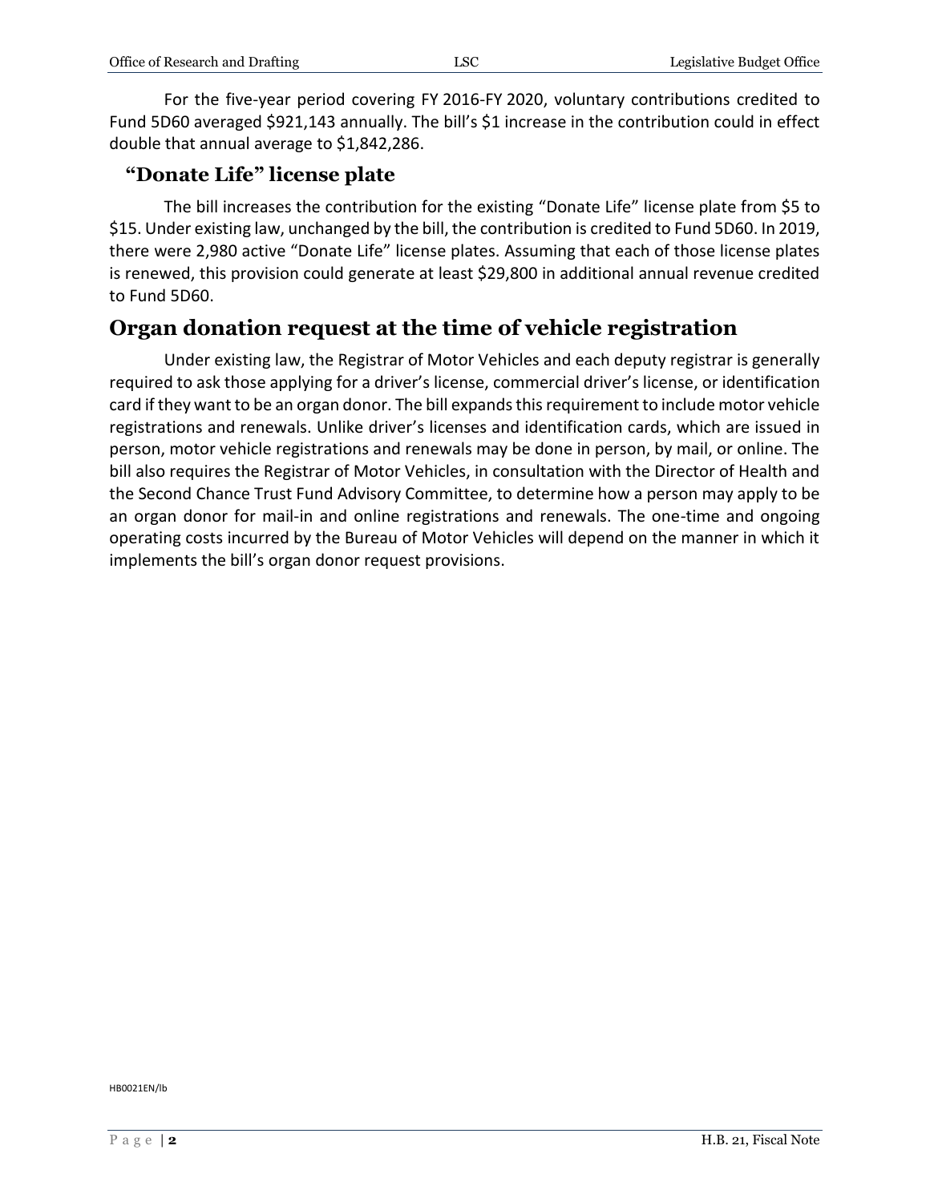For the five-year period covering FY 2016-FY 2020, voluntary contributions credited to Fund 5D60 averaged $921,143 annually. The bill's $1 increase in the contribution could in effect double that annual average to $1,842,286.

### "Donate Life" license plate

The bill increases the contribution for the existing "Donate Life" license plate from $5 to $15. Under existing law, unchanged by the bill, the contribution is credited to Fund 5D60. In 2019, there were 2,980 active "Donate Life" license plates. Assuming that each of those license plates is renewed, this provision could generate at least $29,800 in additional annual revenue credited to Fund 5D60.

## Organ donation request at the time of vehicle registration

Under existing law, the Registrar of Motor Vehicles and each deputy registrar is generally required to ask those applying for a driver's license, commercial driver's license, or identification card if they want to be an organ donor. The bill expands this requirement to include motor vehicle registrations and renewals. Unlike driver's licenses and identification cards, which are issued in person, motor vehicle registrations and renewals may be done in person, by mail, or online. The bill also requires the Registrar of Motor Vehicles, in consultation with the Director of Health and the Second Chance Trust Fund Advisory Committee, to determine how a person may apply to be an organ donor for mail-in and online registrations and renewals. The one-time and ongoing operating costs incurred by the Bureau of Motor Vehicles will depend on the manner in which it implements the bill's organ donor request provisions.

HB0021EN/lb